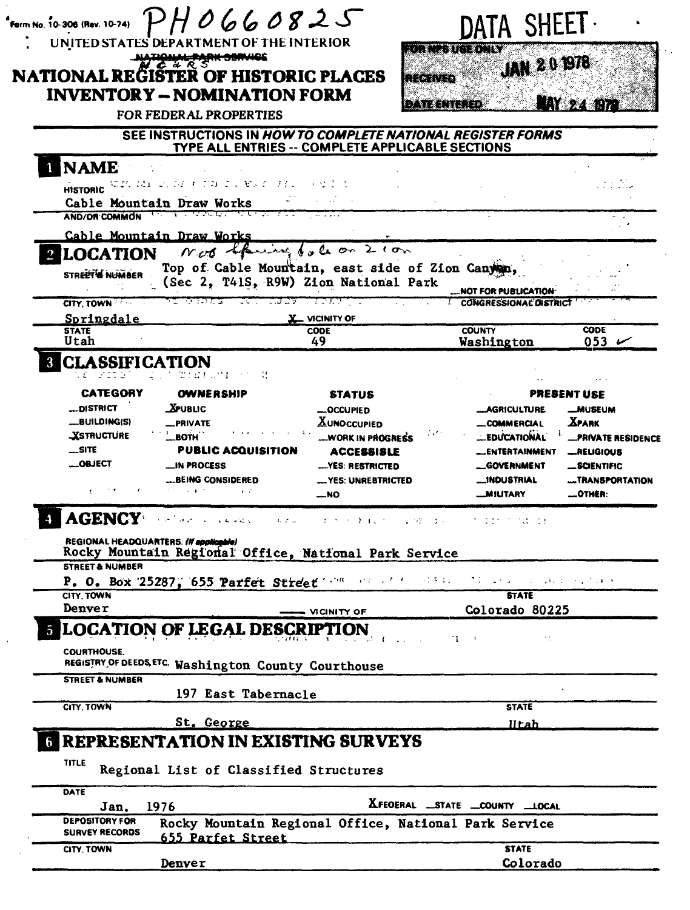Form No. 10-306 (Rev. 10-74) PH0660825

UNITED STATES DEPARTMENT OF THE INTERIOR

~~NATIONAL PARK SERVICE~~ HCRS

# NATIONAL REGISTER OF HISTORIC PLACES INVENTORY -- NOMINATION FORM

FOR FEDERAL PROPERTIES

**DATA SHEET**

FOR NPS USE ONLY

RECEIVED JAN 20 1978

DATE ENTERED MAY 24 1978

SEE INSTRUCTIONS IN *HOW TO COMPLETE NATIONAL REGISTER FORMS*
TYPE ALL ENTRIES -- COMPLETE APPLICABLE SECTIONS

## 1 NAME

HISTORIC
Cable Mountain Draw Works

AND/OR COMMON
Cable Mountain Draw Works

## 2 LOCATION

*not spring hole on Zion*

STREET & NUMBER
Top of Cable Mountain, east side of Zion Canyon, (Sec 2, T41S, R9W) Zion National Park

__NOT FOR PUBLICATION

CITY, TOWN
Springdale    X VICINITY OF

CONGRESSIONAL DISTRICT

| STATE | CODE | COUNTY | CODE |
|---|---|---|---|
| Utah | 49 | Washington | 053 ✓ |

## 3 CLASSIFICATION

| CATEGORY | OWNERSHIP | STATUS | PRESENT USE | |
|---|---|---|---|---|
| __DISTRICT | X PUBLIC | __OCCUPIED | __AGRICULTURE | __MUSEUM |
| __BUILDING(S) | __PRIVATE | X UNOCCUPIED | __COMMERCIAL | X PARK |
| X STRUCTURE | __BOTH | __WORK IN PROGRESS | __EDUCATIONAL | __PRIVATE RESIDENCE |
| __SITE | **PUBLIC ACQUISITION** | **ACCESSIBLE** | __ENTERTAINMENT | __RELIGIOUS |
| __OBJECT | __IN PROCESS | __YES: RESTRICTED | __GOVERNMENT | __SCIENTIFIC |
| | __BEING CONSIDERED | __YES: UNRESTRICTED | __INDUSTRIAL | __TRANSPORTATION |
| | | __NO | __MILITARY | __OTHER: |

## 4 AGENCY

REGIONAL HEADQUARTERS: *(If applicable)*
Rocky Mountain Regional Office, National Park Service

STREET & NUMBER
P. O. Box 25287, 655 Parfet Street

CITY, TOWN
Denver    __ VICINITY OF

STATE
Colorado 80225

## 5 LOCATION OF LEGAL DESCRIPTION

COURTHOUSE, REGISTRY OF DEEDS, ETC. Washington County Courthouse

STREET & NUMBER
197 East Tabernacle

CITY, TOWN
St. George

STATE
Utah

## 6 REPRESENTATION IN EXISTING SURVEYS

TITLE
Regional List of Classified Structures

DATE
Jan. 1976    X FEDERAL __STATE __COUNTY __LOCAL

DEPOSITORY FOR SURVEY RECORDS
Rocky Mountain Regional Office, National Park Service
655 Parfet Street

CITY, TOWN
Denver

STATE
Colorado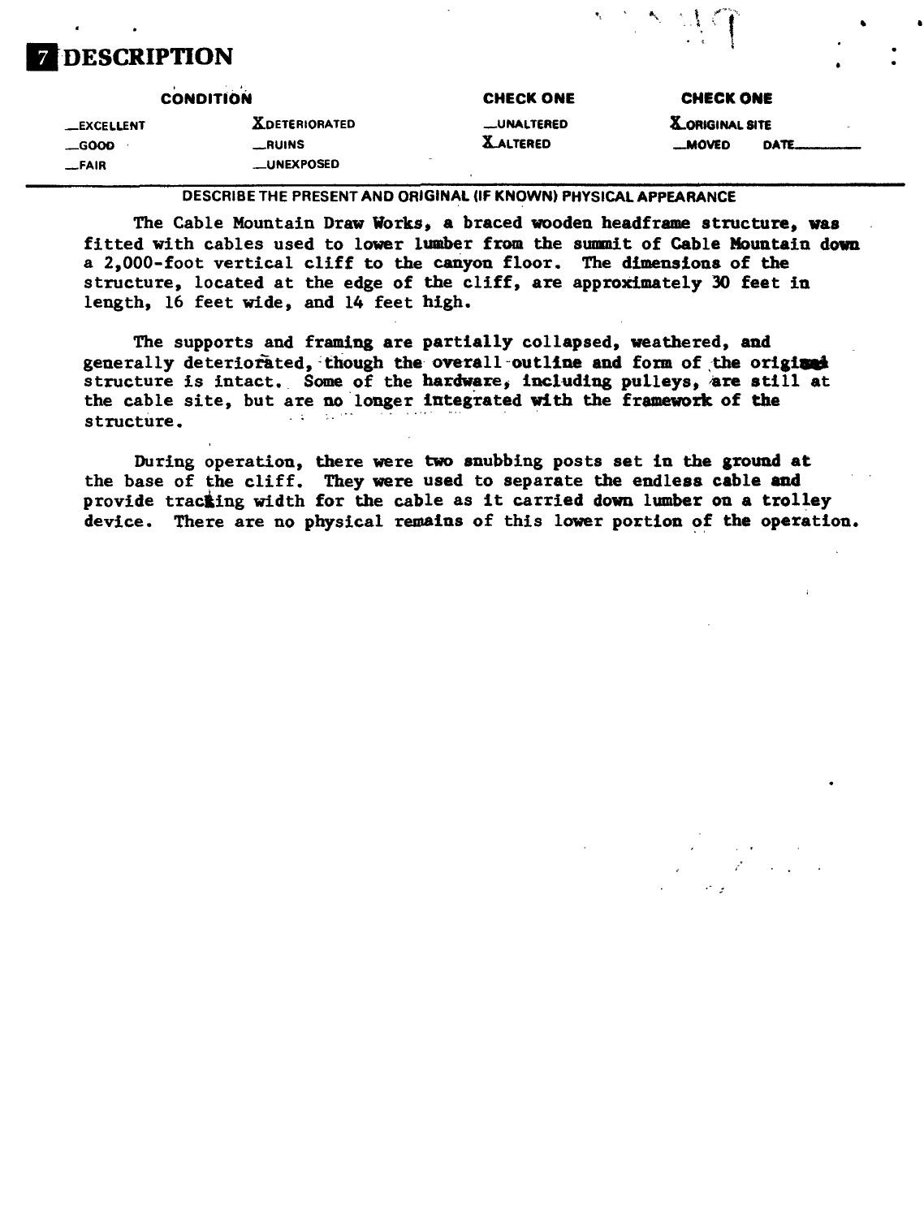# 7 DESCRIPTION

| CONDITION | | CHECK ONE | CHECK ONE |
|---|---|---|---|
| __EXCELLENT | X DETERIORATED | __UNALTERED | X ORIGINAL SITE |
| __GOOD | __RUINS | X ALTERED | __MOVED DATE______ |
| __FAIR | __UNEXPOSED | | |

DESCRIBE THE PRESENT AND ORIGINAL (IF KNOWN) PHYSICAL APPEARANCE

The Cable Mountain Draw Works, a braced wooden headframe structure, was fitted with cables used to lower lumber from the summit of Cable Mountain down a 2,000-foot vertical cliff to the canyon floor. The dimensions of the structure, located at the edge of the cliff, are approximately 30 feet in length, 16 feet wide, and 14 feet high.

The supports and framing are partially collapsed, weathered, and generally deteriorated, though the overall outline and form of the original structure is intact. Some of the hardware, including pulleys, are still at the cable site, but are no longer integrated with the framework of the structure.

During operation, there were two snubbing posts set in the ground at the base of the cliff. They were used to separate the endless cable and provide tracking width for the cable as it carried down lumber on a trolley device. There are no physical remains of this lower portion of the operation.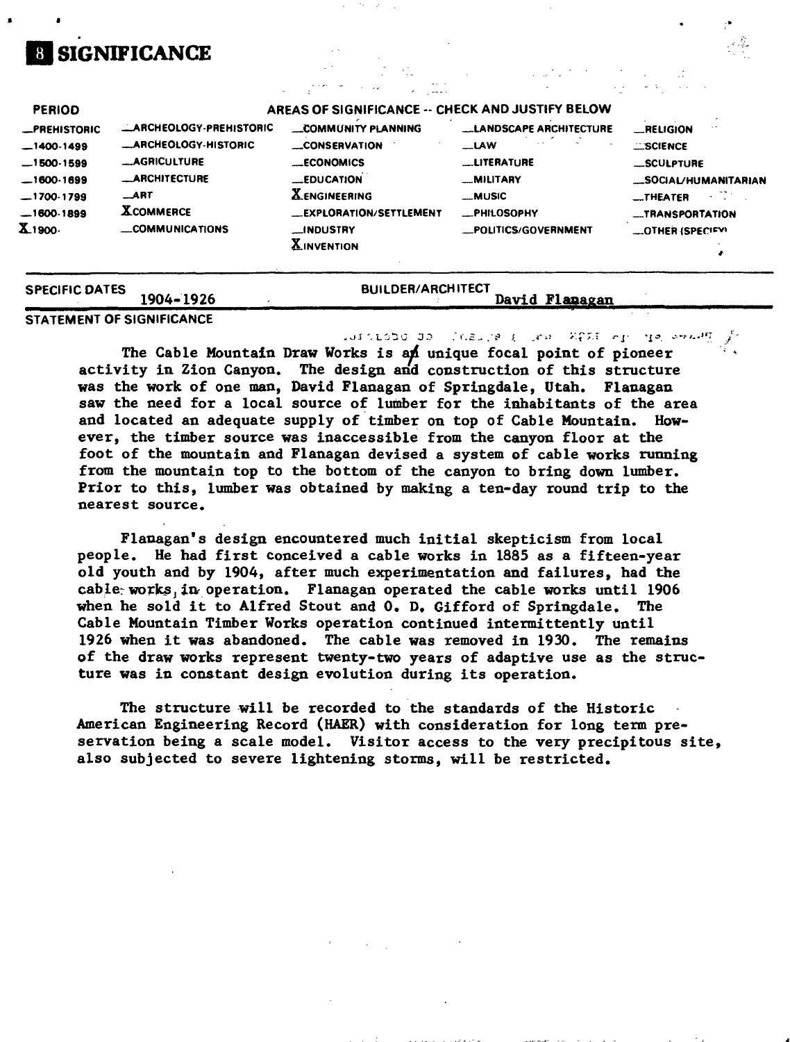# 8 SIGNIFICANCE

| PERIOD | AREAS OF SIGNIFICANCE -- CHECK AND JUSTIFY BELOW | | | |
|---|---|---|---|---|
| _PREHISTORIC | _ARCHEOLOGY-PREHISTORIC | _COMMUNITY PLANNING | _LANDSCAPE ARCHITECTURE | _RELIGION |
| _1400-1499 | _ARCHEOLOGY-HISTORIC | _CONSERVATION | _LAW | _SCIENCE |
| _1500-1599 | _AGRICULTURE | _ECONOMICS | _LITERATURE | _SCULPTURE |
| _1600-1699 | _ARCHITECTURE | _EDUCATION | _MILITARY | _SOCIAL/HUMANITARIAN |
| _1700-1799 | _ART | X ENGINEERING | _MUSIC | _THEATER |
| _1800-1899 | X COMMERCE | _EXPLORATION/SETTLEMENT | _PHILOSOPHY | _TRANSPORTATION |
| X 1900- | _COMMUNICATIONS | _INDUSTRY | _POLITICS/GOVERNMENT | _OTHER (SPECIFY) |
| | | X INVENTION | | |

SPECIFIC DATES 1904-1926

BUILDER/ARCHITECT David Flanagan

STATEMENT OF SIGNIFICANCE

The Cable Mountain Draw Works is a unique focal point of pioneer activity in Zion Canyon. The design and construction of this structure was the work of one man, David Flanagan of Springdale, Utah. Flanagan saw the need for a local source of lumber for the inhabitants of the area and located an adequate supply of timber on top of Cable Mountain. However, the timber source was inaccessible from the canyon floor at the foot of the mountain and Flanagan devised a system of cable works running from the mountain top to the bottom of the canyon to bring down lumber. Prior to this, lumber was obtained by making a ten-day round trip to the nearest source.

Flanagan's design encountered much initial skepticism from local people. He had first conceived a cable works in 1885 as a fifteen-year old youth and by 1904, after much experimentation and failures, had the cable works in operation. Flanagan operated the cable works until 1906 when he sold it to Alfred Stout and O. D. Gifford of Springdale. The Cable Mountain Timber Works operation continued intermittently until 1926 when it was abandoned. The cable was removed in 1930. The remains of the draw works represent twenty-two years of adaptive use as the structure was in constant design evolution during its operation.

The structure will be recorded to the standards of the Historic American Engineering Record (HAER) with consideration for long term preservation being a scale model. Visitor access to the very precipitous site, also subjected to severe lightening storms, will be restricted.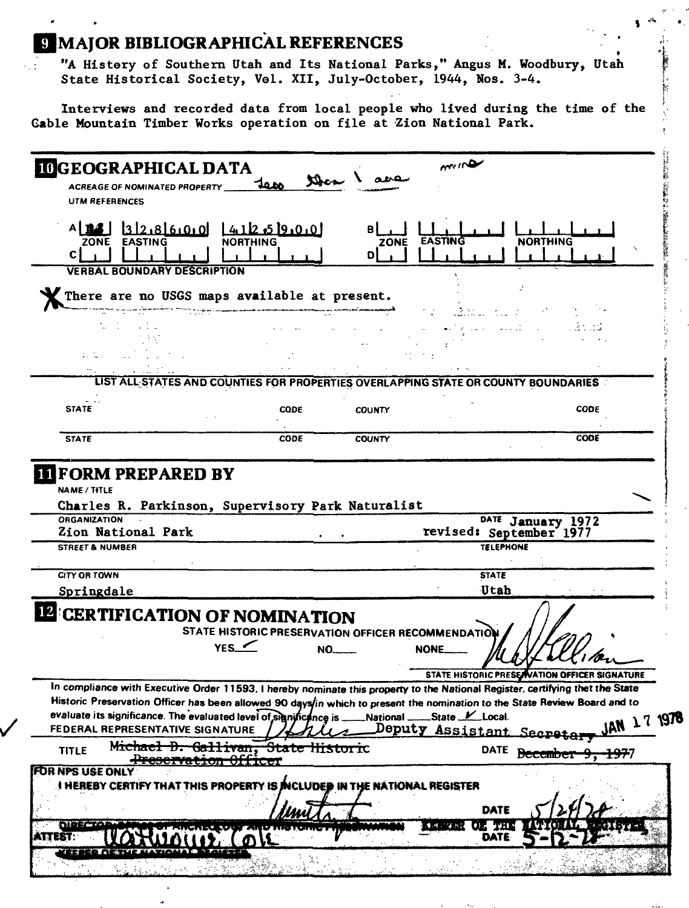## 9 MAJOR BIBLIOGRAPHICAL REFERENCES

"A History of Southern Utah and Its National Parks," Angus M. Woodbury, Utah State Historical Society, Vol. XII, July-October, 1944, Nos. 3-4.

Interviews and recorded data from local people who lived during the time of the Cable Mountain Timber Works operation on file at Zion National Park.

## 10 GEOGRAPHICAL DATA

ACREAGE OF NOMINATED PROPERTY less than 1 acre

UTM REFERENCES

| | ZONE | EASTING | NORTHING | | ZONE | EASTING | NORTHING |
|---|---|---|---|---|---|---|---|
| A | 12 | 3 2 8 6 0 0 | 4 1 2 5 9 0 0 | B | | | |
| C | | | | D | | | |

VERBAL BOUNDARY DESCRIPTION

X There are no USGS maps available at present.

LIST ALL STATES AND COUNTIES FOR PROPERTIES OVERLAPPING STATE OR COUNTY BOUNDARIES

| STATE | CODE | COUNTY | CODE |
|---|---|---|---|
| STATE | CODE | COUNTY | CODE |

## 11 FORM PREPARED BY

NAME / TITLE
Charles R. Parkinson, Supervisory Park Naturalist

ORGANIZATION
Zion National Park

DATE January 1972
revised: September 1977

STREET & NUMBER

TELEPHONE

CITY OR TOWN
Springdale

STATE
Utah

## 12 CERTIFICATION OF NOMINATION

STATE HISTORIC PRESERVATION OFFICER RECOMMENDATION

YES ✓ NO\_\_\_\_ NONE\_\_\_\_

STATE HISTORIC PRESERVATION OFFICER SIGNATURE

In compliance with Executive Order 11593, I hereby nominate this property to the National Register, certifying that the State Historic Preservation Officer has been allowed 90 days in which to present the nomination to the State Review Board and to evaluate its significance. The evaluated level of significance is \_\_\_\_National \_\_\_\_State ✓ Local.

FEDERAL REPRESENTATIVE SIGNATURE Deputy Assistant Secretary JAN 17 1978

TITLE ~~Michael B. Gallivan, State Historic Preservation Officer~~ DATE ~~December 9, 1977~~

FOR NPS USE ONLY

I HEREBY CERTIFY THAT THIS PROPERTY IS INCLUDED IN THE NATIONAL REGISTER

DATE 5/24/78

~~DIRECTOR, OFFICE OF ARCHEOLOGY AND HISTORIC PRESERVATION~~ KEEPER OF THE NATIONAL REGISTER

ATTEST: DATE 5-12-78

~~KEEPER OF THE NATIONAL REGISTER~~